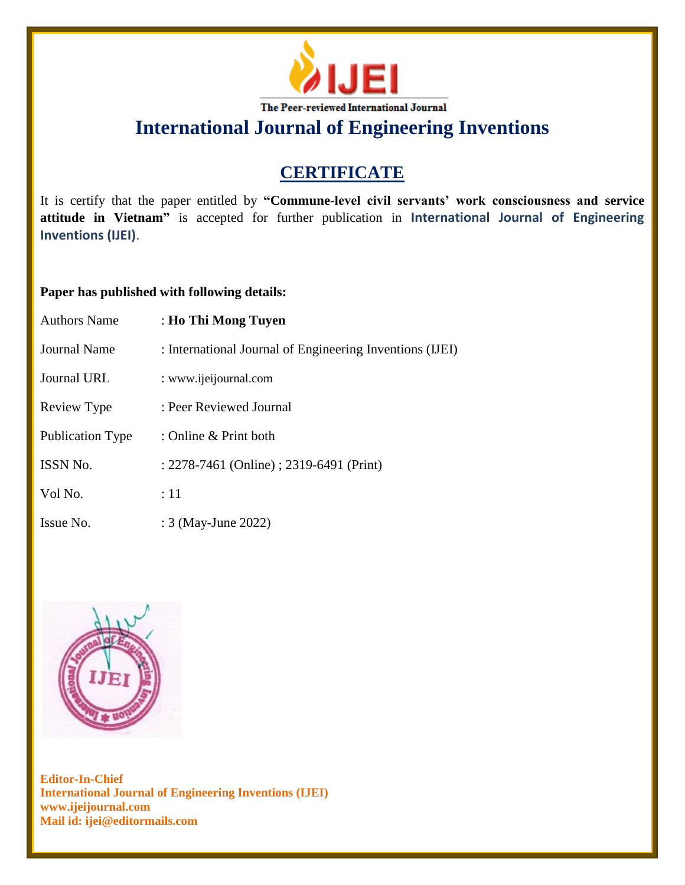The Peer-reviewed International Journal

# International Journal of Engineering Inventions

## CERTIFICATE

It is certify that the paper entitled by **"Commune-level civil servants' work consciousness and service attitude in Vietnam"** is accepted for further publication in **International Journal of Engineering Inventions (IJEI)**.

**Paper has published with following details:**

| | |
|---|---|
| Authors Name | : **Ho Thi Mong Tuyen** |
| Journal Name | : International Journal of Engineering Inventions (IJEI) |
| Journal URL | : www.ijeijournal.com |
| Review Type | : Peer Reviewed Journal |
| Publication Type | : Online & Print both |
| ISSN No. | : 2278-7461 (Online) ; 2319-6491 (Print) |
| Vol No. | : 11 |
| Issue No. | : 3 (May-June 2022) |

**Editor-In-Chief**
**International Journal of Engineering Inventions (IJEI)**
**www.ijeijournal.com**
**Mail id: ijei@editormails.com**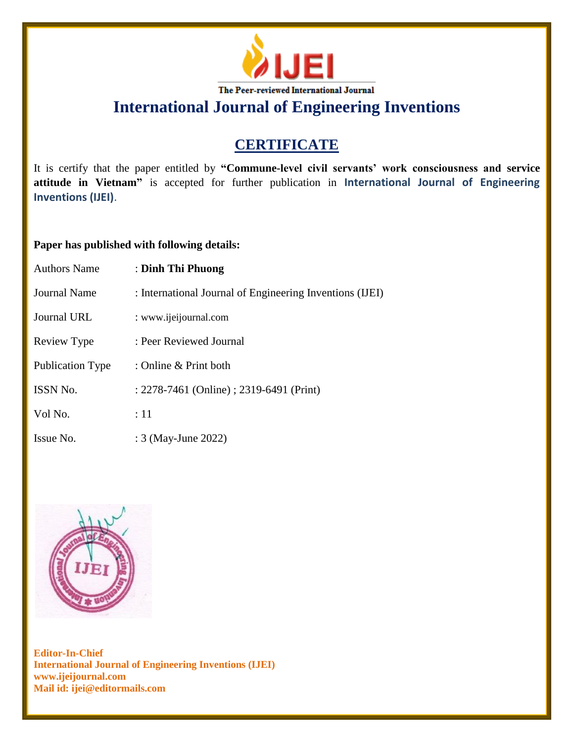The Peer-reviewed International Journal

# International Journal of Engineering Inventions

## CERTIFICATE

It is certify that the paper entitled by **"Commune-level civil servants' work consciousness and service attitude in Vietnam"** is accepted for further publication in **International Journal of Engineering Inventions (IJEI)**.

**Paper has published with following details:**

| | |
|---|---|
| Authors Name | : **Dinh Thi Phuong** |
| Journal Name | : International Journal of Engineering Inventions (IJEI) |
| Journal URL | : www.ijeijournal.com |
| Review Type | : Peer Reviewed Journal |
| Publication Type | : Online & Print both |
| ISSN No. | : 2278-7461 (Online) ; 2319-6491 (Print) |
| Vol No. | : 11 |
| Issue No. | : 3 (May-June 2022) |

**Editor-In-Chief**
**International Journal of Engineering Inventions (IJEI)**
**www.ijeijournal.com**
**Mail id: ijei@editormails.com**